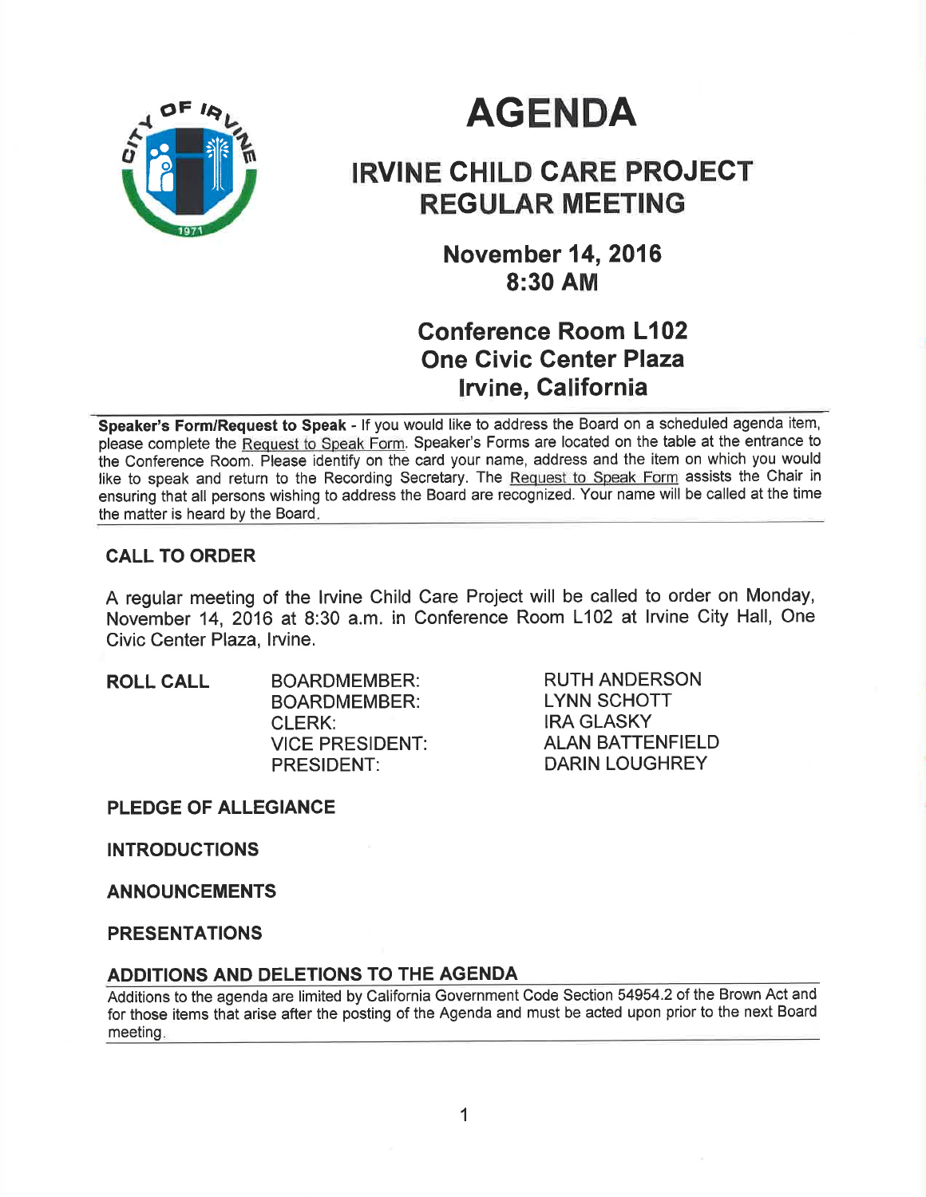# AGENDA

## IRVINE CHILD CARE PROJECT REGULAR MEETING

### November 14, 2016
### 8:30 AM

### Conference Room L102
### One Civic Center Plaza
### Irvine, California

**Speaker's Form/Request to Speak** - If you would like to address the Board on a scheduled agenda item, please complete the Request to Speak Form. Speaker's Forms are located on the table at the entrance to the Conference Room. Please identify on the card your name, address and the item on which you would like to speak and return to the Recording Secretary. The Request to Speak Form assists the Chair in ensuring that all persons wishing to address the Board are recognized. Your name will be called at the time the matter is heard by the Board.

**CALL TO ORDER**

A regular meeting of the Irvine Child Care Project will be called to order on Monday, November 14, 2016 at 8:30 a.m. in Conference Room L102 at Irvine City Hall, One Civic Center Plaza, Irvine.

| **ROLL CALL** | BOARDMEMBER: | RUTH ANDERSON |
|---|---|---|
| | BOARDMEMBER: | LYNN SCHOTT |
| | CLERK: | IRA GLASKY |
| | VICE PRESIDENT: | ALAN BATTENFIELD |
| | PRESIDENT: | DARIN LOUGHREY |

**PLEDGE OF ALLEGIANCE**

**INTRODUCTIONS**

**ANNOUNCEMENTS**

**PRESENTATIONS**

**ADDITIONS AND DELETIONS TO THE AGENDA**

Additions to the agenda are limited by California Government Code Section 54954.2 of the Brown Act and for those items that arise after the posting of the Agenda and must be acted upon prior to the next Board meeting.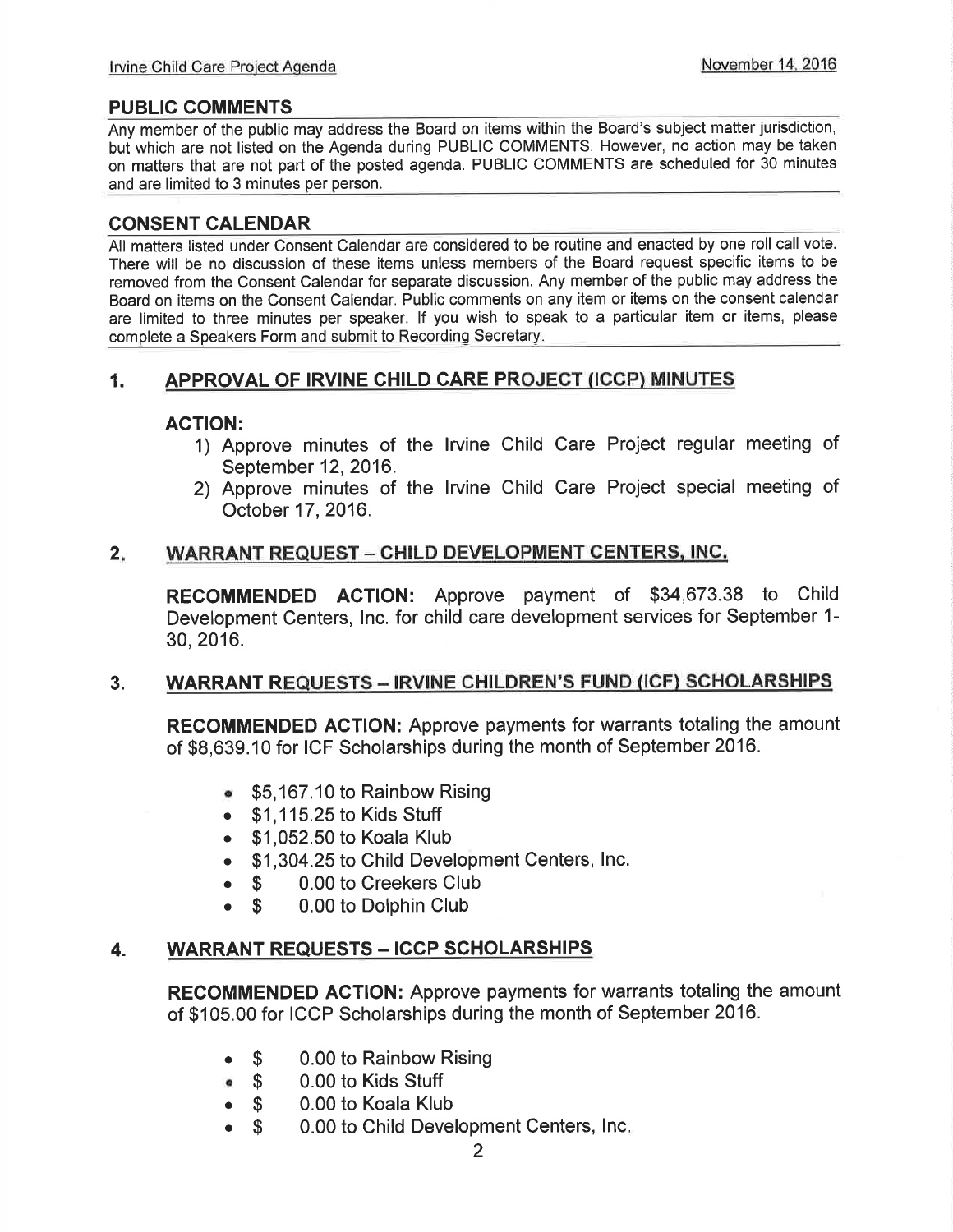## PUBLIC COMMENTS

Any member of the public may address the Board on items within the Board's subject matter jurisdiction, but which are not listed on the Agenda during PUBLIC COMMENTS. However, no action may be taken on matters that are not part of the posted agenda. PUBLIC COMMENTS are scheduled for 30 minutes and are limited to 3 minutes per person.

## CONSENT CALENDAR

All matters listed under Consent Calendar are considered to be routine and enacted by one roll call vote. There will be no discussion of these items unless members of the Board request specific items to be removed from the Consent Calendar for separate discussion. Any member of the public may address the Board on items on the Consent Calendar. Public comments on any item or items on the consent calendar are limited to three minutes per speaker. If you wish to speak to a particular item or items, please complete a Speakers Form and submit to Recording Secretary.

### 1. APPROVAL OF IRVINE CHILD CARE PROJECT (ICCP) MINUTES

**ACTION:**

1) Approve minutes of the Irvine Child Care Project regular meeting of September 12, 2016.
2) Approve minutes of the Irvine Child Care Project special meeting of October 17, 2016.

### 2. WARRANT REQUEST – CHILD DEVELOPMENT CENTERS, INC.

**RECOMMENDED ACTION:** Approve payment of $34,673.38 to Child Development Centers, Inc. for child care development services for September 1-30, 2016.

### 3. WARRANT REQUESTS – IRVINE CHILDREN'S FUND (ICF) SCHOLARSHIPS

**RECOMMENDED ACTION:** Approve payments for warrants totaling the amount of $8,639.10 for ICF Scholarships during the month of September 2016.

- $5,167.10 to Rainbow Rising
- $1,115.25 to Kids Stuff
- $1,052.50 to Koala Klub
- $1,304.25 to Child Development Centers, Inc.
- $ 0.00 to Creekers Club
- $ 0.00 to Dolphin Club

### 4. WARRANT REQUESTS – ICCP SCHOLARSHIPS

**RECOMMENDED ACTION:** Approve payments for warrants totaling the amount of $105.00 for ICCP Scholarships during the month of September 2016.

- $ 0.00 to Rainbow Rising
- $ 0.00 to Kids Stuff
- $ 0.00 to Koala Klub
- $ 0.00 to Child Development Centers, Inc.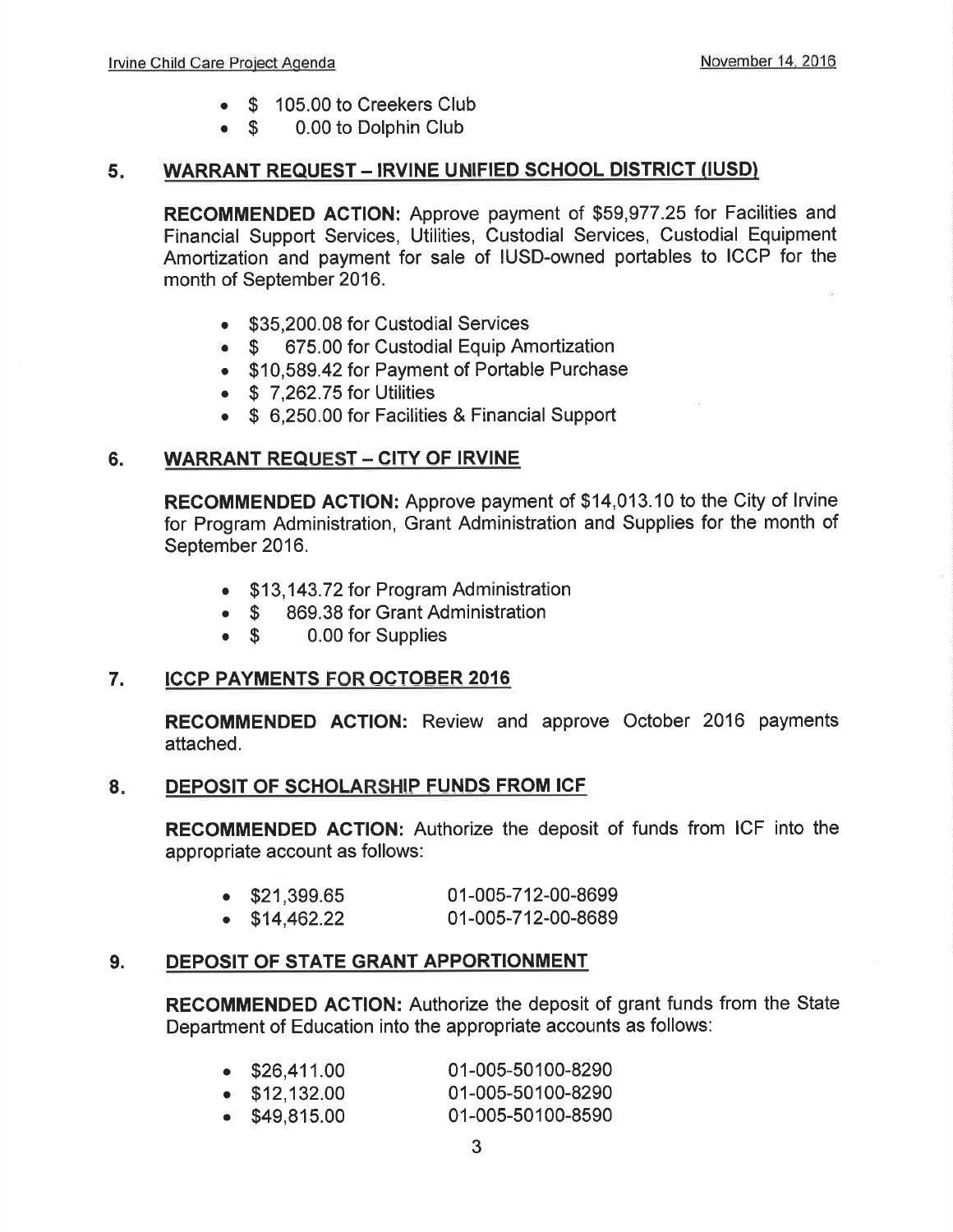- $ 105.00 to Creekers Club
- $ 0.00 to Dolphin Club

## 5. WARRANT REQUEST – IRVINE UNIFIED SCHOOL DISTRICT (IUSD)

**RECOMMENDED ACTION:** Approve payment of $59,977.25 for Facilities and Financial Support Services, Utilities, Custodial Services, Custodial Equipment Amortization and payment for sale of IUSD-owned portables to ICCP for the month of September 2016.

- $35,200.08 for Custodial Services
- $ 675.00 for Custodial Equip Amortization
- $10,589.42 for Payment of Portable Purchase
- $ 7,262.75 for Utilities
- $ 6,250.00 for Facilities & Financial Support

## 6. WARRANT REQUEST – CITY OF IRVINE

**RECOMMENDED ACTION:** Approve payment of $14,013.10 to the City of Irvine for Program Administration, Grant Administration and Supplies for the month of September 2016.

- $13,143.72 for Program Administration
- $ 869.38 for Grant Administration
- $ 0.00 for Supplies

## 7. ICCP PAYMENTS FOR OCTOBER 2016

**RECOMMENDED ACTION:** Review and approve October 2016 payments attached.

## 8. DEPOSIT OF SCHOLARSHIP FUNDS FROM ICF

**RECOMMENDED ACTION:** Authorize the deposit of funds from ICF into the appropriate account as follows:

- $21,399.65 01-005-712-00-8699
- $14,462.22 01-005-712-00-8689

## 9. DEPOSIT OF STATE GRANT APPORTIONMENT

**RECOMMENDED ACTION:** Authorize the deposit of grant funds from the State Department of Education into the appropriate accounts as follows:

- $26,411.00 01-005-50100-8290
- $12,132.00 01-005-50100-8290
- $49,815.00 01-005-50100-8590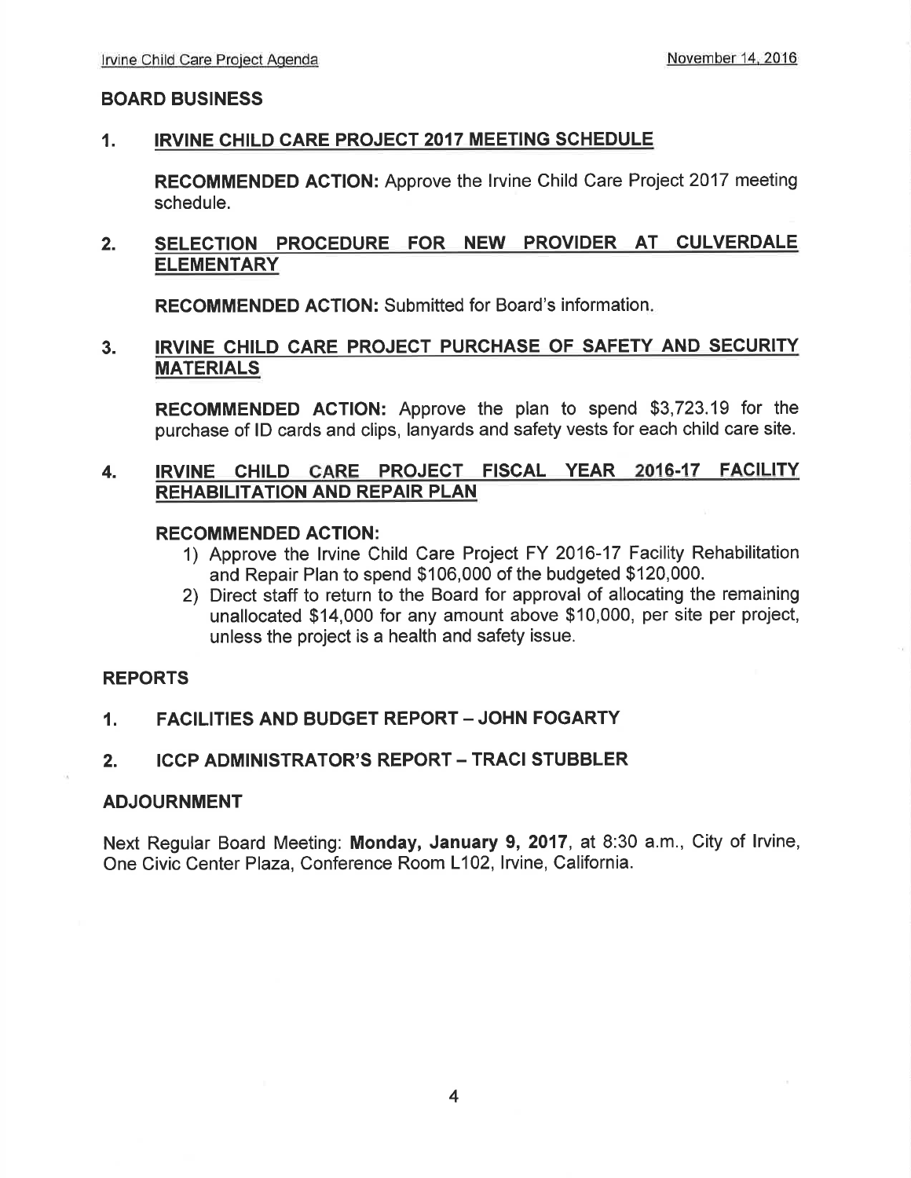## BOARD BUSINESS

1. **IRVINE CHILD CARE PROJECT 2017 MEETING SCHEDULE**

   **RECOMMENDED ACTION:** Approve the Irvine Child Care Project 2017 meeting schedule.

2. **SELECTION PROCEDURE FOR NEW PROVIDER AT CULVERDALE ELEMENTARY**

   **RECOMMENDED ACTION:** Submitted for Board's information.

3. **IRVINE CHILD CARE PROJECT PURCHASE OF SAFETY AND SECURITY MATERIALS**

   **RECOMMENDED ACTION:** Approve the plan to spend $3,723.19 for the purchase of ID cards and clips, lanyards and safety vests for each child care site.

4. **IRVINE CHILD CARE PROJECT FISCAL YEAR 2016-17 FACILITY REHABILITATION AND REPAIR PLAN**

   **RECOMMENDED ACTION:**
   1) Approve the Irvine Child Care Project FY 2016-17 Facility Rehabilitation and Repair Plan to spend $106,000 of the budgeted $120,000.
   2) Direct staff to return to the Board for approval of allocating the remaining unallocated $14,000 for any amount above $10,000, per site per project, unless the project is a health and safety issue.

## REPORTS

1. **FACILITIES AND BUDGET REPORT – JOHN FOGARTY**

2. **ICCP ADMINISTRATOR'S REPORT – TRACI STUBBLER**

## ADJOURNMENT

Next Regular Board Meeting: **Monday, January 9, 2017**, at 8:30 a.m., City of Irvine, One Civic Center Plaza, Conference Room L102, Irvine, California.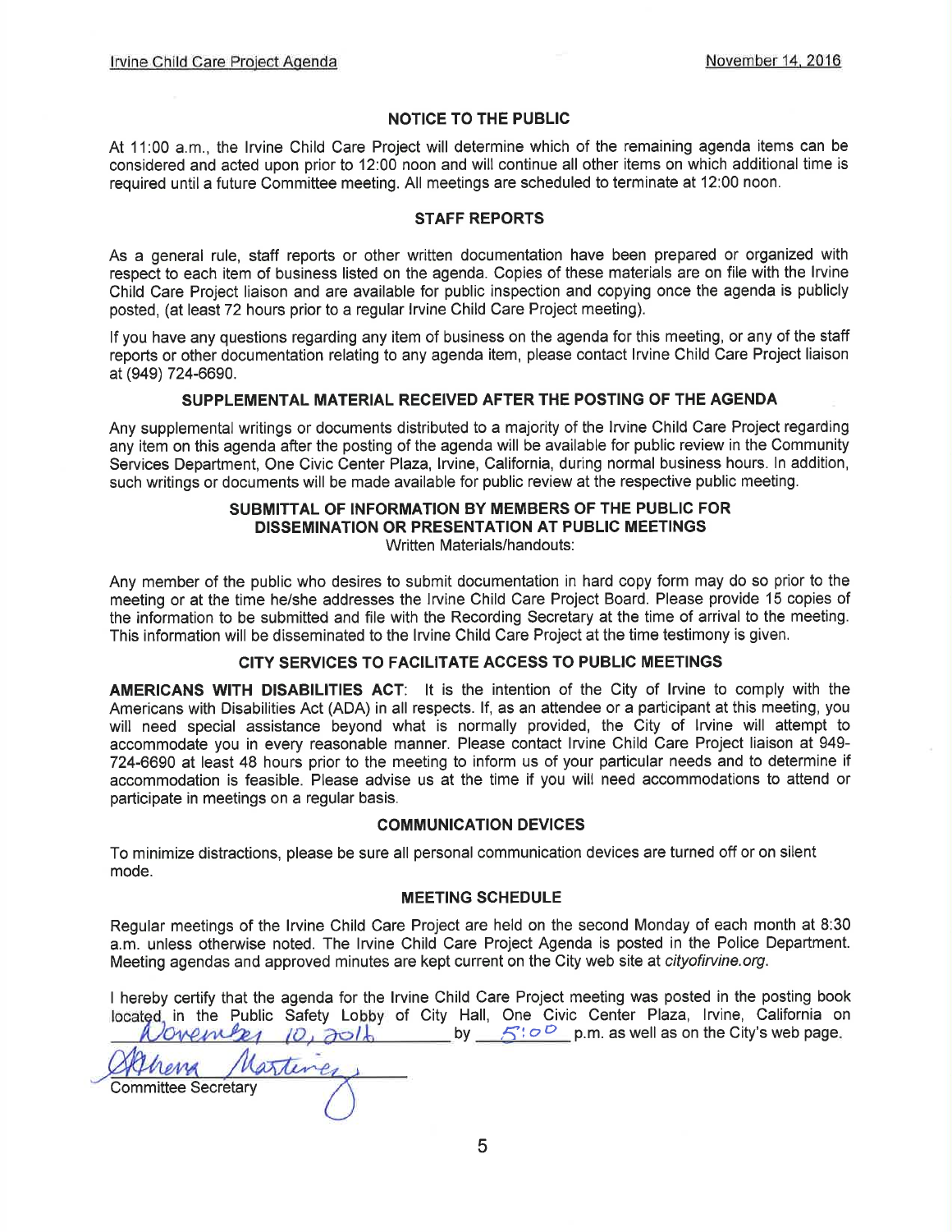## NOTICE TO THE PUBLIC

At 11:00 a.m., the Irvine Child Care Project will determine which of the remaining agenda items can be considered and acted upon prior to 12:00 noon and will continue all other items on which additional time is required until a future Committee meeting. All meetings are scheduled to terminate at 12:00 noon.

## STAFF REPORTS

As a general rule, staff reports or other written documentation have been prepared or organized with respect to each item of business listed on the agenda. Copies of these materials are on file with the Irvine Child Care Project liaison and are available for public inspection and copying once the agenda is publicly posted, (at least 72 hours prior to a regular Irvine Child Care Project meeting).

If you have any questions regarding any item of business on the agenda for this meeting, or any of the staff reports or other documentation relating to any agenda item, please contact Irvine Child Care Project liaison at (949) 724-6690.

## SUPPLEMENTAL MATERIAL RECEIVED AFTER THE POSTING OF THE AGENDA

Any supplemental writings or documents distributed to a majority of the Irvine Child Care Project regarding any item on this agenda after the posting of the agenda will be available for public review in the Community Services Department, One Civic Center Plaza, Irvine, California, during normal business hours. In addition, such writings or documents will be made available for public review at the respective public meeting.

## SUBMITTAL OF INFORMATION BY MEMBERS OF THE PUBLIC FOR DISSEMINATION OR PRESENTATION AT PUBLIC MEETINGS

Written Materials/handouts:

Any member of the public who desires to submit documentation in hard copy form may do so prior to the meeting or at the time he/she addresses the Irvine Child Care Project Board. Please provide 15 copies of the information to be submitted and file with the Recording Secretary at the time of arrival to the meeting. This information will be disseminated to the Irvine Child Care Project at the time testimony is given.

## CITY SERVICES TO FACILITATE ACCESS TO PUBLIC MEETINGS

**AMERICANS WITH DISABILITIES ACT**: It is the intention of the City of Irvine to comply with the Americans with Disabilities Act (ADA) in all respects. If, as an attendee or a participant at this meeting, you will need special assistance beyond what is normally provided, the City of Irvine will attempt to accommodate you in every reasonable manner. Please contact Irvine Child Care Project liaison at 949-724-6690 at least 48 hours prior to the meeting to inform us of your particular needs and to determine if accommodation is feasible. Please advise us at the time if you will need accommodations to attend or participate in meetings on a regular basis.

## COMMUNICATION DEVICES

To minimize distractions, please be sure all personal communication devices are turned off or on silent mode.

## MEETING SCHEDULE

Regular meetings of the Irvine Child Care Project are held on the second Monday of each month at 8:30 a.m. unless otherwise noted. The Irvine Child Care Project Agenda is posted in the Police Department. Meeting agendas and approved minutes are kept current on the City web site at *cityofirvine.org*.

I hereby certify that the agenda for the Irvine Child Care Project meeting was posted in the posting book located in the Public Safety Lobby of City Hall, One Civic Center Plaza, Irvine, California on November 10, 2016 by 5:00 p.m. as well as on the City's web page.

Athena Martinez

Committee Secretary